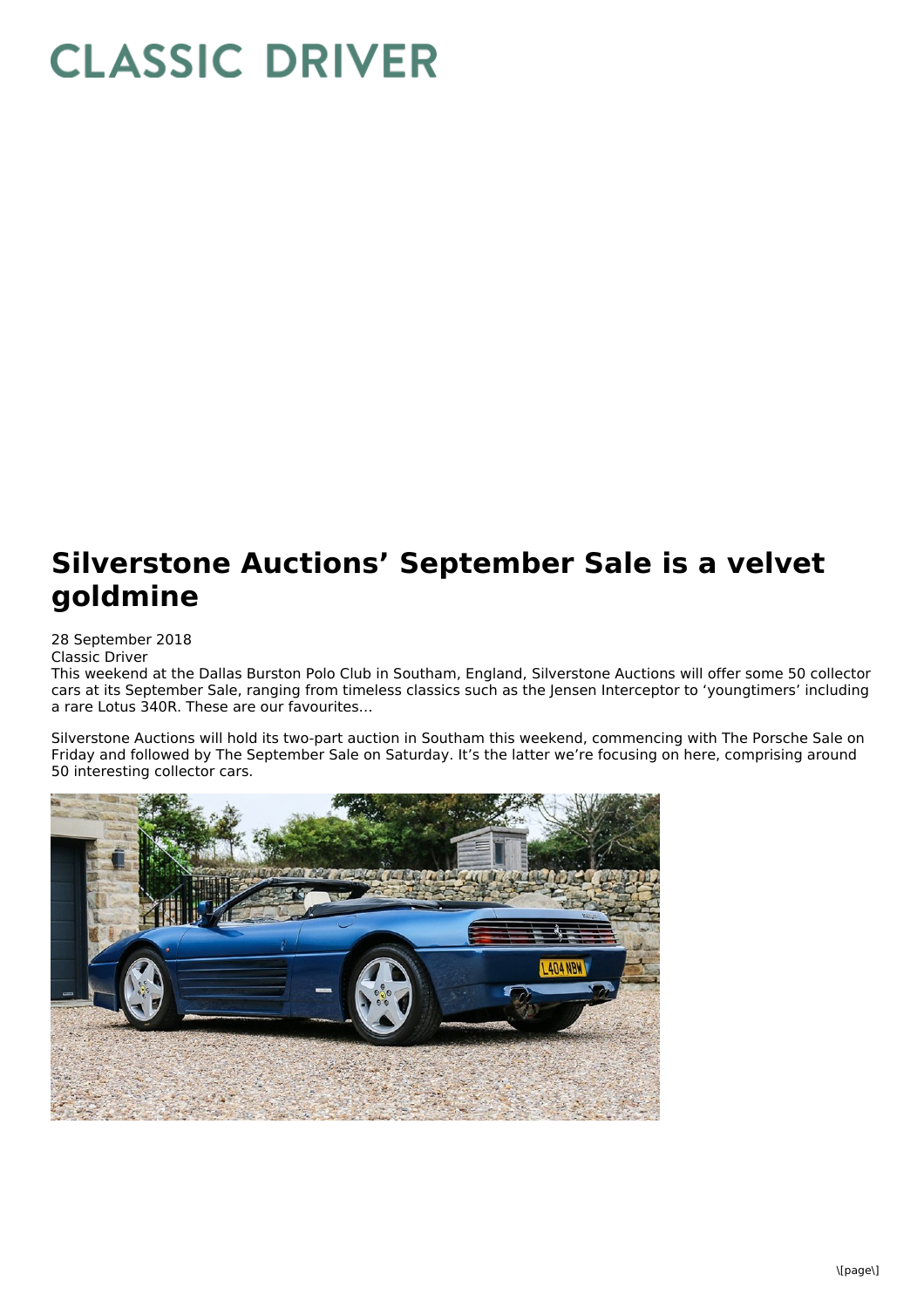# CLASSIC DRIVER

# Silverstone Auctions' September Sale is a velvet goldmine

28 September 2018
Classic Driver
This weekend at the Dallas Burston Polo Club in Southam, England, Silverstone Auctions will offer some 50 collector cars at its September Sale, ranging from timeless classics such as the Jensen Interceptor to 'youngtimers' including a rare Lotus 340R. These are our favourites…

Silverstone Auctions will hold its two-part auction in Southam this weekend, commencing with The Porsche Sale on Friday and followed by The September Sale on Saturday. It's the latter we're focusing on here, comprising around 50 interesting collector cars.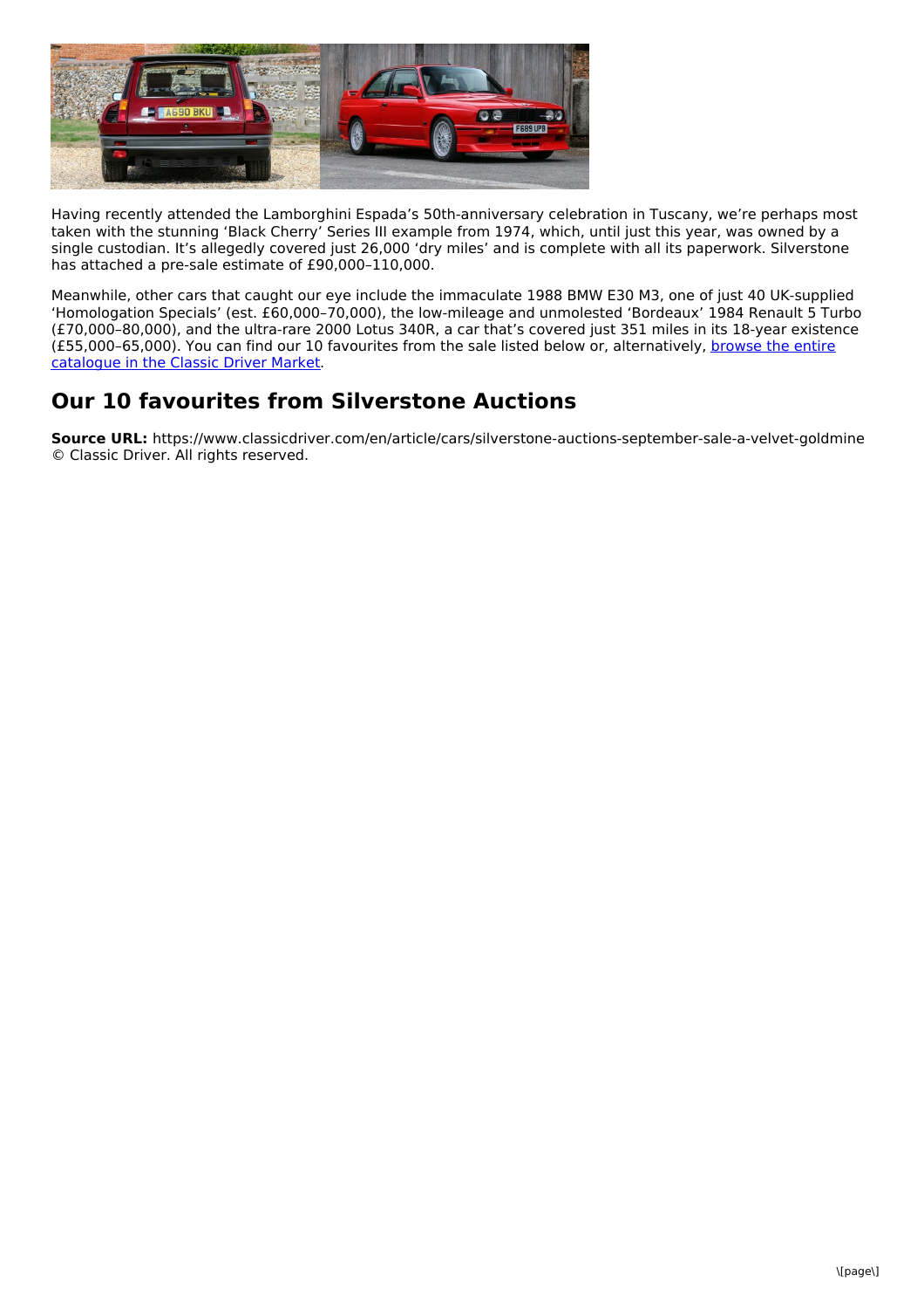Having recently attended the Lamborghini Espada’s 50th-anniversary celebration in Tuscany, we’re perhaps most taken with the stunning ‘Black Cherry’ Series III example from 1974, which, until just this year, was owned by a single custodian. It’s allegedly covered just 26,000 ‘dry miles’ and is complete with all its paperwork. Silverstone has attached a pre-sale estimate of £90,000–110,000.

Meanwhile, other cars that caught our eye include the immaculate 1988 BMW E30 M3, one of just 40 UK-supplied ‘Homologation Specials’ (est. £60,000–70,000), the low-mileage and unmolested ‘Bordeaux’ 1984 Renault 5 Turbo (£70,000–80,000), and the ultra-rare 2000 Lotus 340R, a car that’s covered just 351 miles in its 18-year existence (£55,000–65,000). You can find our 10 favourites from the sale listed below or, alternatively, browse the entire catalogue in the Classic Driver Market.

## Our 10 favourites from Silverstone Auctions

**Source URL:** https://www.classicdriver.com/en/article/cars/silverstone-auctions-september-sale-a-velvet-goldmine
© Classic Driver. All rights reserved.